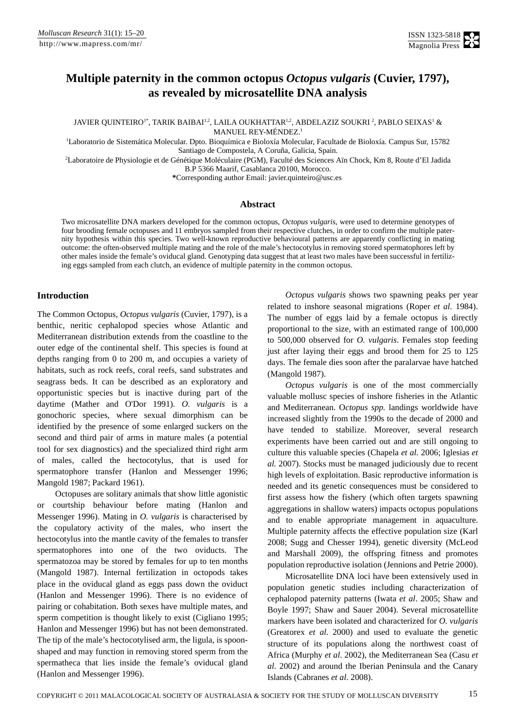# Multiple paternity in the common octopus *Octopus vulgaris* (Cuvier, 1797), as revealed by microsatellite DNA analysis

JAVIER QUINTEIRO[1*], TARIK BAIBAI[1,2], LAILA OUKHATTAR[1,2], ABDELAZIZ SOUKRI [2], PABLO SEIXAS[1] & MANUEL REY-MÉNDEZ.[1]

[1]Laboratorio de Sistemática Molecular. Dpto. Bioquímica e Bioloxía Molecular, Facultade de Bioloxía. Campus Sur, 15782 Santiago de Compostela, A Coruña, Galicia, Spain.

[2]Laboratoire de Physiologie et de Génétique Moléculaire (PGM), Faculté des Sciences Aïn Chock, Km 8, Route d'El Jadida B.P 5366 Maarif, Casablanca 20100, Morocco.

*Corresponding author Email: javier.quinteiro@usc.es

## Abstract

Two microsatellite DNA markers developed for the common octopus, *Octopus vulgaris*, were used to determine genotypes of four brooding female octopuses and 11 embryos sampled from their respective clutches, in order to confirm the multiple paternity hypothesis within this species. Two well-known reproductive behavioural patterns are apparently conflicting in mating outcome: the often-observed multiple mating and the role of the male's hectocotylus in removing stored spermatophores left by other males inside the female's oviducal gland. Genotyping data suggest that at least two males have been successful in fertilizing eggs sampled from each clutch, an evidence of multiple paternity in the common octopus.

## Introduction

The Common Octopus, *Octopus vulgaris* (Cuvier, 1797), is a benthic, neritic cephalopod species whose Atlantic and Mediterranean distribution extends from the coastline to the outer edge of the continental shelf. This species is found at depths ranging from 0 to 200 m, and occupies a variety of habitats, such as rock reefs, coral reefs, sand substrates and seagrass beds. It can be described as an exploratory and opportunistic species but is inactive during part of the daytime (Mather and O'Dor 1991). *O. vulgaris* is a gonochoric species, where sexual dimorphism can be identified by the presence of some enlarged suckers on the second and third pair of arms in mature males (a potential tool for sex diagnostics) and the specialized third right arm of males, called the hectocotylus, that is used for spermatophore transfer (Hanlon and Messenger 1996; Mangold 1987; Packard 1961).

Octopuses are solitary animals that show little agonistic or courtship behaviour before mating (Hanlon and Messenger 1996). Mating in *O. vulgaris* is characterised by the copulatory activity of the males, who insert the hectocotylus into the mantle cavity of the females to transfer spermatophores into one of the two oviducts. The spermatozoa may be stored by females for up to ten months (Mangold 1987). Internal fertilization in octopods takes place in the oviducal gland as eggs pass down the oviduct (Hanlon and Messenger 1996). There is no evidence of pairing or cohabitation. Both sexes have multiple mates, and sperm competition is thought likely to exist (Cigliano 1995; Hanlon and Messenger 1996) but has not been demonstrated. The tip of the male's hectocotylised arm, the ligula, is spoon-shaped and may function in removing stored sperm from the spermatheca that lies inside the female's oviducal gland (Hanlon and Messenger 1996).

*Octopus vulgaris* shows two spawning peaks per year related to inshore seasonal migrations (Roper *et al*. 1984). The number of eggs laid by a female octopus is directly proportional to the size, with an estimated range of 100,000 to 500,000 observed for *O. vulgaris*. Females stop feeding just after laying their eggs and brood them for 25 to 125 days. The female dies soon after the paralarvae have hatched (Mangold 1987).

*Octopus vulgaris* is one of the most commercially valuable mollusc species of inshore fisheries in the Atlantic and Mediterranean. O*ctopus spp.* landings worldwide have increased slightly from the 1990s to the decade of 2000 and have tended to stabilize. Moreover, several research experiments have been carried out and are still ongoing to culture this valuable species (Chapela *et al.* 2006; Iglesias *et al.* 2007). Stocks must be managed judiciously due to recent high levels of exploitation. Basic reproductive information is needed and its genetic consequences must be considered to first assess how the fishery (which often targets spawning aggregations in shallow waters) impacts octopus populations and to enable appropriate management in aquaculture. Multiple paternity affects the effective population size (Karl 2008; Sugg and Chesser 1994), genetic diversity (McLeod and Marshall 2009), the offspring fitness and promotes population reproductive isolation (Jennions and Petrie 2000).

Microsatellite DNA loci have been extensively used in population genetic studies including characterization of cephalopod paternity patterns (Iwata *et al*. 2005; Shaw and Boyle 1997; Shaw and Sauer 2004). Several microsatellite markers have been isolated and characterized for *O. vulgaris* (Greatorex *et al.* 2000) and used to evaluate the genetic structure of its populations along the northwest coast of Africa (Murphy *et al*. 2002), the Mediterranean Sea (Casu *et al*. 2002) and around the Iberian Peninsula and the Canary Islands (Cabranes *et al*. 2008).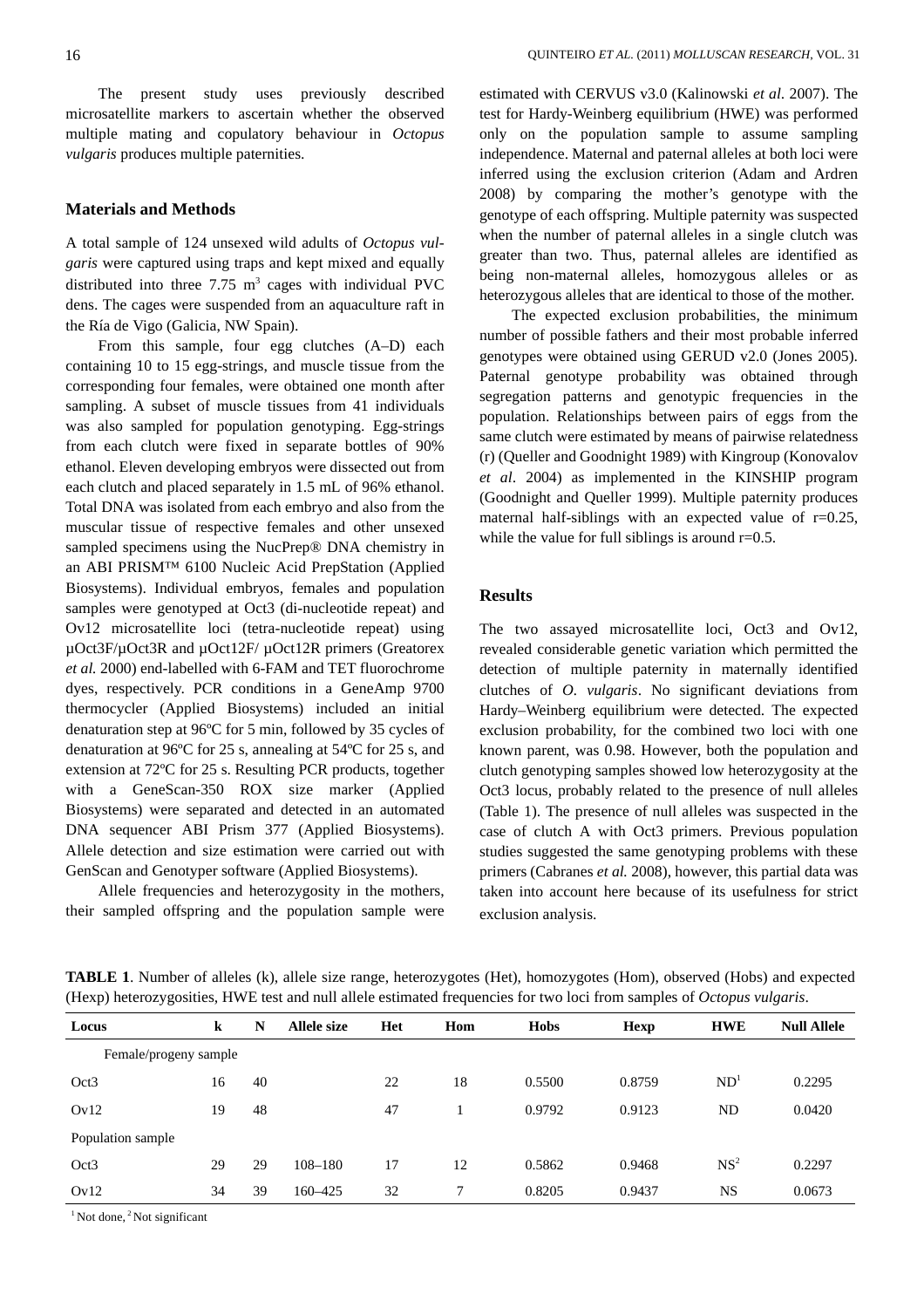The present study uses previously described microsatellite markers to ascertain whether the observed multiple mating and copulatory behaviour in *Octopus vulgaris* produces multiple paternities.

## Materials and Methods

A total sample of 124 unsexed wild adults of *Octopus vulgaris* were captured using traps and kept mixed and equally distributed into three 7.75 $m^3$ cages with individual PVC dens. The cages were suspended from an aquaculture raft in the Ría de Vigo (Galicia, NW Spain).

From this sample, four egg clutches (A–D) each containing 10 to 15 egg-strings, and muscle tissue from the corresponding four females, were obtained one month after sampling. A subset of muscle tissues from 41 individuals was also sampled for population genotyping. Egg-strings from each clutch were fixed in separate bottles of 90% ethanol. Eleven developing embryos were dissected out from each clutch and placed separately in 1.5 mL of 96% ethanol. Total DNA was isolated from each embryo and also from the muscular tissue of respective females and other unsexed sampled specimens using the NucPrep® DNA chemistry in an ABI PRISM™ 6100 Nucleic Acid PrepStation (Applied Biosystems). Individual embryos, females and population samples were genotyped at Oct3 (di-nucleotide repeat) and Ov12 microsatellite loci (tetra-nucleotide repeat) using µOct3F/µOct3R and µOct12F/ µOct12R primers (Greatorex *et al.* 2000) end-labelled with 6-FAM and TET fluorochrome dyes, respectively. PCR conditions in a GeneAmp 9700 thermocycler (Applied Biosystems) included an initial denaturation step at 96ºC for 5 min, followed by 35 cycles of denaturation at 96ºC for 25 s, annealing at 54ºC for 25 s, and extension at 72ºC for 25 s. Resulting PCR products, together with a GeneScan-350 ROX size marker (Applied Biosystems) were separated and detected in an automated DNA sequencer ABI Prism 377 (Applied Biosystems). Allele detection and size estimation were carried out with GenScan and Genotyper software (Applied Biosystems).

Allele frequencies and heterozygosity in the mothers, their sampled offspring and the population sample were estimated with CERVUS v3.0 (Kalinowski *et al.* 2007). The test for Hardy-Weinberg equilibrium (HWE) was performed only on the population sample to assume sampling independence. Maternal and paternal alleles at both loci were inferred using the exclusion criterion (Adam and Ardren 2008) by comparing the mother's genotype with the genotype of each offspring. Multiple paternity was suspected when the number of paternal alleles in a single clutch was greater than two. Thus, paternal alleles are identified as being non-maternal alleles, homozygous alleles or as heterozygous alleles that are identical to those of the mother.

The expected exclusion probabilities, the minimum number of possible fathers and their most probable inferred genotypes were obtained using GERUD v2.0 (Jones 2005). Paternal genotype probability was obtained through segregation patterns and genotypic frequencies in the population. Relationships between pairs of eggs from the same clutch were estimated by means of pairwise relatedness (r) (Queller and Goodnight 1989) with Kingroup (Konovalov *et al*. 2004) as implemented in the KINSHIP program (Goodnight and Queller 1999). Multiple paternity produces maternal half-siblings with an expected value of r=0.25, while the value for full siblings is around r=0.5.

## Results

The two assayed microsatellite loci, Oct3 and Ov12, revealed considerable genetic variation which permitted the detection of multiple paternity in maternally identified clutches of *O. vulgaris*. No significant deviations from Hardy–Weinberg equilibrium were detected. The expected exclusion probability, for the combined two loci with one known parent, was 0.98. However, both the population and clutch genotyping samples showed low heterozygosity at the Oct3 locus, probably related to the presence of null alleles (Table 1). The presence of null alleles was suspected in the case of clutch A with Oct3 primers. Previous population studies suggested the same genotyping problems with these primers (Cabranes *et al.* 2008), however, this partial data was taken into account here because of its usefulness for strict exclusion analysis.

**TABLE 1**. Number of alleles (k), allele size range, heterozygotes (Het), homozygotes (Hom), observed (Hobs) and expected (Hexp) heterozygosities, HWE test and null allele estimated frequencies for two loci from samples of *Octopus vulgaris*.

| Locus | k | N | Allele size | Het | Hom | Hobs | Hexp | HWE | Null Allele |
|---|---|---|---|---|---|---|---|---|---|
| Female/progeny sample | | | | | | | | | |
| Oct3 | 16 | 40 | | 22 | 18 | 0.5500 | 0.8759 | ND[1] | 0.2295 |
| Ov12 | 19 | 48 | | 47 | 1 | 0.9792 | 0.9123 | ND | 0.0420 |
| Population sample | | | | | | | | | |
| Oct3 | 29 | 29 | 108–180 | 17 | 12 | 0.5862 | 0.9468 | NS[2] | 0.2297 |
| Ov12 | 34 | 39 | 160–425 | 32 | 7 | 0.8205 | 0.9437 | NS | 0.0673 |

[1] Not done, [2] Not significant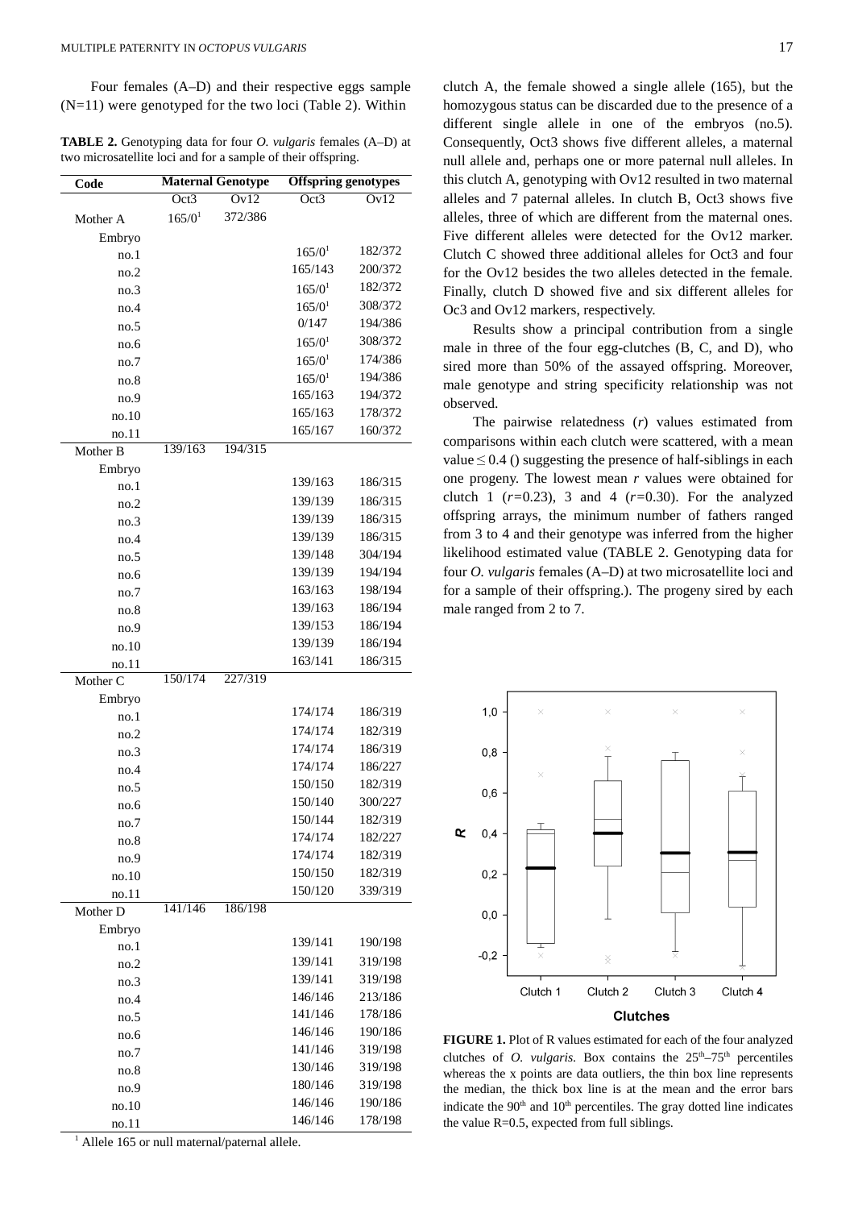Four females (A–D) and their respective eggs sample (N=11) were genotyped for the two loci (Table 2). Within

**TABLE 2.** Genotyping data for four *O. vulgaris* females (A–D) at two microsatellite loci and for a sample of their offspring.

| Code | Maternal Genotype | | Offspring genotypes | |
|---|---|---|---|---|
| | Oct3 | Ov12 | Oct3 | Ov12 |
| Mother A | 165/0[1] | 372/386 | | |
| Embryo | | | | |
| no.1 | | | 165/0[1] | 182/372 |
| no.2 | | | 165/143 | 200/372 |
| no.3 | | | 165/0[1] | 182/372 |
| no.4 | | | 165/0[1] | 308/372 |
| no.5 | | | 0/147 | 194/386 |
| no.6 | | | 165/0[1] | 308/372 |
| no.7 | | | 165/0[1] | 174/386 |
| no.8 | | | 165/0[1] | 194/386 |
| no.9 | | | 165/163 | 194/372 |
| no.10 | | | 165/163 | 178/372 |
| no.11 | | | 165/167 | 160/372 |
| Mother B | 139/163 | 194/315 | | |
| Embryo | | | | |
| no.1 | | | 139/163 | 186/315 |
| no.2 | | | 139/139 | 186/315 |
| no.3 | | | 139/139 | 186/315 |
| no.4 | | | 139/139 | 186/315 |
| no.5 | | | 139/148 | 304/194 |
| no.6 | | | 139/139 | 194/194 |
| no.7 | | | 163/163 | 198/194 |
| no.8 | | | 139/163 | 186/194 |
| no.9 | | | 139/153 | 186/194 |
| no.10 | | | 139/139 | 186/194 |
| no.11 | | | 163/141 | 186/315 |
| Mother C | 150/174 | 227/319 | | |
| Embryo | | | | |
| no.1 | | | 174/174 | 186/319 |
| no.2 | | | 174/174 | 182/319 |
| no.3 | | | 174/174 | 186/319 |
| no.4 | | | 174/174 | 186/227 |
| no.5 | | | 150/150 | 182/319 |
| no.6 | | | 150/140 | 300/227 |
| no.7 | | | 150/144 | 182/319 |
| no.8 | | | 174/174 | 182/227 |
| no.9 | | | 174/174 | 182/319 |
| no.10 | | | 150/150 | 182/319 |
| no.11 | | | 150/120 | 339/319 |
| Mother D | 141/146 | 186/198 | | |
| Embryo | | | | |
| no.1 | | | 139/141 | 190/198 |
| no.2 | | | 139/141 | 319/198 |
| no.3 | | | 139/141 | 319/198 |
| no.4 | | | 146/146 | 213/186 |
| no.5 | | | 141/146 | 178/186 |
| no.6 | | | 146/146 | 190/186 |
| no.7 | | | 141/146 | 319/198 |
| no.8 | | | 130/146 | 319/198 |
| no.9 | | | 180/146 | 319/198 |
| no.10 | | | 146/146 | 190/186 |
| no.11 | | | 146/146 | 178/198 |

[1] Allele 165 or null maternal/paternal allele.

clutch A, the female showed a single allele (165), but the homozygous status can be discarded due to the presence of a different single allele in one of the embryos (no.5). Consequently, Oct3 shows five different alleles, a maternal null allele and, perhaps one or more paternal null alleles. In this clutch A, genotyping with Ov12 resulted in two maternal alleles and 7 paternal alleles. In clutch B, Oct3 shows five alleles, three of which are different from the maternal ones. Five different alleles were detected for the Ov12 marker. Clutch C showed three additional alleles for Oct3 and four for the Ov12 besides the two alleles detected in the female. Finally, clutch D showed five and six different alleles for Oc3 and Ov12 markers, respectively.

Results show a principal contribution from a single male in three of the four egg-clutches (B, C, and D), who sired more than 50% of the assayed offspring. Moreover, male genotype and string specificity relationship was not observed.

The pairwise relatedness ($r$) values estimated from comparisons within each clutch were scattered, with a mean value $\leq 0.4$ () suggesting the presence of half-siblings in each one progeny. The lowest mean $r$ values were obtained for clutch 1 ($r$=0.23), 3 and 4 ($r$=0.30). For the analyzed offspring arrays, the minimum number of fathers ranged from 3 to 4 and their genotype was inferred from the higher likelihood estimated value (TABLE 2. Genotyping data for four *O. vulgaris* females (A–D) at two microsatellite loci and for a sample of their offspring.). The progeny sired by each male ranged from 2 to 7.

**FIGURE 1.** Plot of R values estimated for each of the four analyzed clutches of *O. vulgaris*. Box contains the 25th–75th percentiles whereas the x points are data outliers, the thin box line represents the median, the thick box line is at the mean and the error bars indicate the 90th and 10th percentiles. The gray dotted line indicates the value R=0.5, expected from full siblings.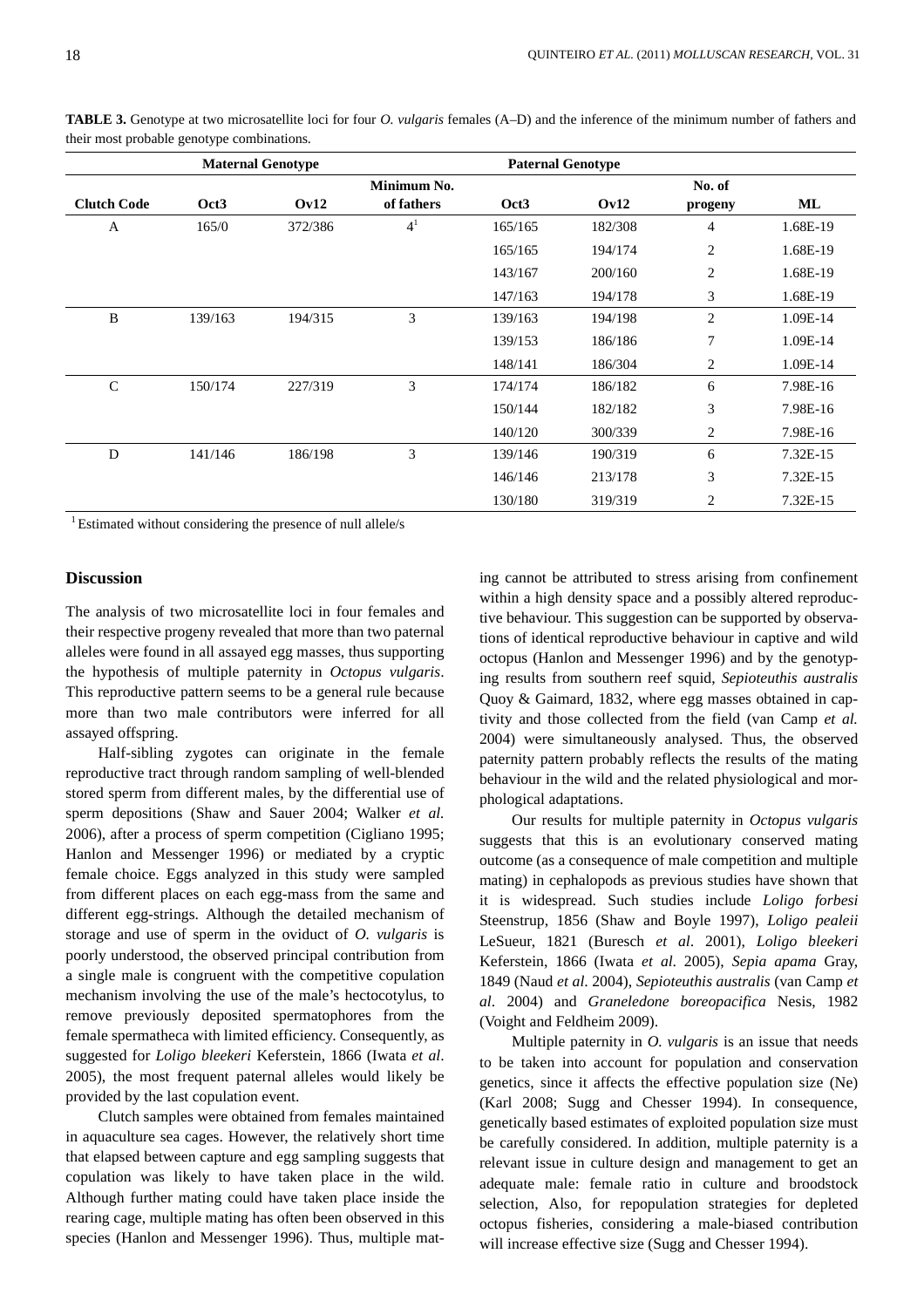**TABLE 3.** Genotype at two microsatellite loci for four *O. vulgaris* females (A–D) and the inference of the minimum number of fathers and their most probable genotype combinations.

| | Maternal Genotype | | | Paternal Genotype | | | |
|---|---|---|---|---|---|---|---|
| Clutch Code | Oct3 | Ov12 | Minimum No. of fathers | Oct3 | Ov12 | No. of progeny | ML |
| A | 165/0 | 372/386 | 4[1] | 165/165 | 182/308 | 4 | 1.68E-19 |
| | | | | 165/165 | 194/174 | 2 | 1.68E-19 |
| | | | | 143/167 | 200/160 | 2 | 1.68E-19 |
| | | | | 147/163 | 194/178 | 3 | 1.68E-19 |
| B | 139/163 | 194/315 | 3 | 139/163 | 194/198 | 2 | 1.09E-14 |
| | | | | 139/153 | 186/186 | 7 | 1.09E-14 |
| | | | | 148/141 | 186/304 | 2 | 1.09E-14 |
| C | 150/174 | 227/319 | 3 | 174/174 | 186/182 | 6 | 7.98E-16 |
| | | | | 150/144 | 182/182 | 3 | 7.98E-16 |
| | | | | 140/120 | 300/339 | 2 | 7.98E-16 |
| D | 141/146 | 186/198 | 3 | 139/146 | 190/319 | 6 | 7.32E-15 |
| | | | | 146/146 | 213/178 | 3 | 7.32E-15 |
| | | | | 130/180 | 319/319 | 2 | 7.32E-15 |

[1] Estimated without considering the presence of null allele/s

## Discussion

The analysis of two microsatellite loci in four females and their respective progeny revealed that more than two paternal alleles were found in all assayed egg masses, thus supporting the hypothesis of multiple paternity in *Octopus vulgaris*. This reproductive pattern seems to be a general rule because more than two male contributors were inferred for all assayed offspring.

Half-sibling zygotes can originate in the female reproductive tract through random sampling of well-blended stored sperm from different males, by the differential use of sperm depositions (Shaw and Sauer 2004; Walker *et al.* 2006), after a process of sperm competition (Cigliano 1995; Hanlon and Messenger 1996) or mediated by a cryptic female choice. Eggs analyzed in this study were sampled from different places on each egg-mass from the same and different egg-strings. Although the detailed mechanism of storage and use of sperm in the oviduct of *O. vulgaris* is poorly understood, the observed principal contribution from a single male is congruent with the competitive copulation mechanism involving the use of the male's hectocotylus, to remove previously deposited spermatophores from the female spermatheca with limited efficiency. Consequently, as suggested for *Loligo bleekeri* Keferstein, 1866 (Iwata *et al*. 2005), the most frequent paternal alleles would likely be provided by the last copulation event.

Clutch samples were obtained from females maintained in aquaculture sea cages. However, the relatively short time that elapsed between capture and egg sampling suggests that copulation was likely to have taken place in the wild. Although further mating could have taken place inside the rearing cage, multiple mating has often been observed in this species (Hanlon and Messenger 1996). Thus, multiple mating cannot be attributed to stress arising from confinement within a high density space and a possibly altered reproductive behaviour. This suggestion can be supported by observations of identical reproductive behaviour in captive and wild octopus (Hanlon and Messenger 1996) and by the genotyping results from southern reef squid, *Sepioteuthis australis* Quoy & Gaimard, 1832, where egg masses obtained in captivity and those collected from the field (van Camp *et al.* 2004) were simultaneously analysed. Thus, the observed paternity pattern probably reflects the results of the mating behaviour in the wild and the related physiological and morphological adaptations.

Our results for multiple paternity in *Octopus vulgaris* suggests that this is an evolutionary conserved mating outcome (as a consequence of male competition and multiple mating) in cephalopods as previous studies have shown that it is widespread. Such studies include *Loligo forbesi* Steenstrup, 1856 (Shaw and Boyle 1997), *Loligo pealeii* LeSueur, 1821 (Buresch *et al*. 2001), *Loligo bleekeri* Keferstein, 1866 (Iwata *et al.* 2005), *Sepia apama* Gray, 1849 (Naud *et al*. 2004), *Sepioteuthis australis* (van Camp *et al*. 2004) and *Graneledone boreopacifica* Nesis, 1982 (Voight and Feldheim 2009).

Multiple paternity in *O. vulgaris* is an issue that needs to be taken into account for population and conservation genetics, since it affects the effective population size (Ne) (Karl 2008; Sugg and Chesser 1994). In consequence, genetically based estimates of exploited population size must be carefully considered. In addition, multiple paternity is a relevant issue in culture design and management to get an adequate male: female ratio in culture and broodstock selection, Also, for repopulation strategies for depleted octopus fisheries, considering a male-biased contribution will increase effective size (Sugg and Chesser 1994).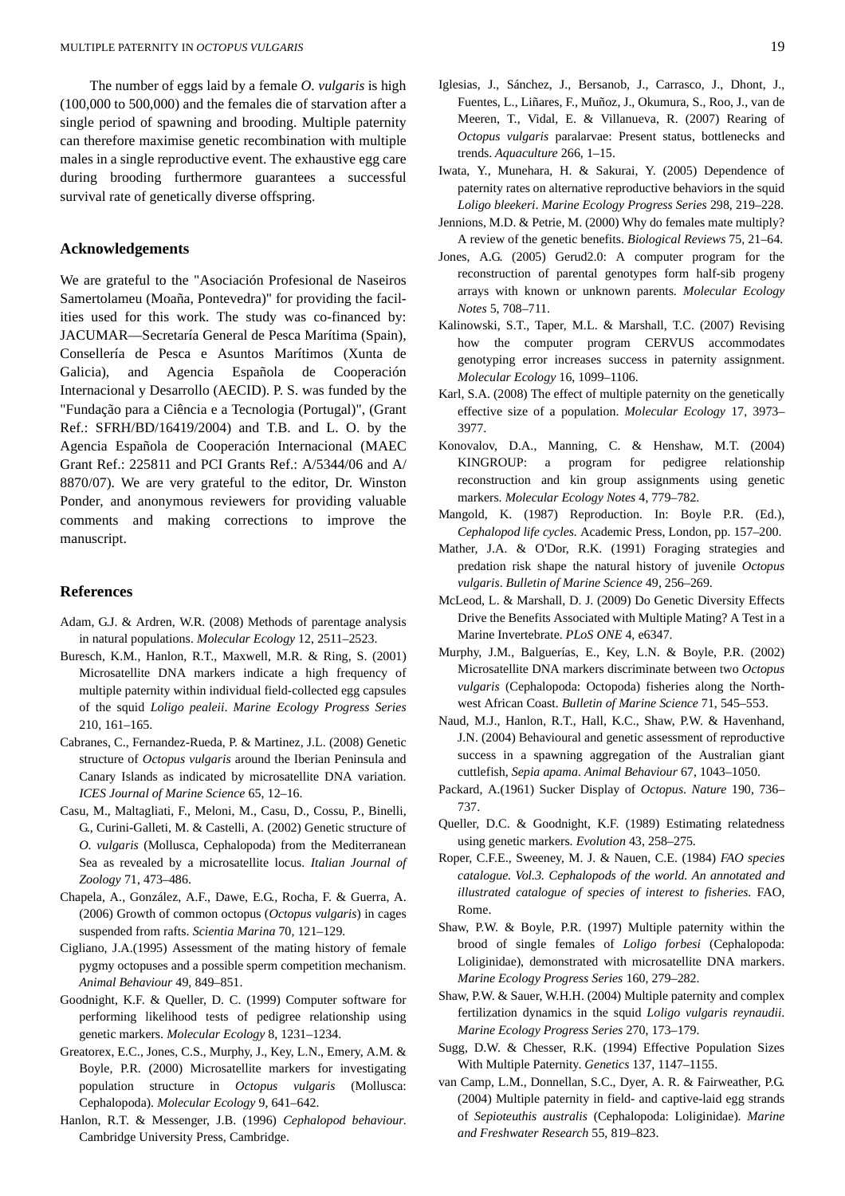The number of eggs laid by a female *O. vulgaris* is high (100,000 to 500,000) and the females die of starvation after a single period of spawning and brooding. Multiple paternity can therefore maximise genetic recombination with multiple males in a single reproductive event. The exhaustive egg care during brooding furthermore guarantees a successful survival rate of genetically diverse offspring.

## Acknowledgements

We are grateful to the "Asociación Profesional de Naseiros Samertolameu (Moaña, Pontevedra)" for providing the facilities used for this work. The study was co-financed by: JACUMAR—Secretaría General de Pesca Marítima (Spain), Consellería de Pesca e Asuntos Marítimos (Xunta de Galicia), and Agencia Española de Cooperación Internacional y Desarrollo (AECID). P. S. was funded by the "Fundação para a Ciência e a Tecnologia (Portugal)", (Grant Ref.: SFRH/BD/16419/2004) and T.B. and L. O. by the Agencia Española de Cooperación Internacional (MAEC Grant Ref.: 225811 and PCI Grants Ref.: A/5344/06 and A/8870/07). We are very grateful to the editor, Dr. Winston Ponder, and anonymous reviewers for providing valuable comments and making corrections to improve the manuscript.

## References

Adam, G.J. & Ardren, W.R. (2008) Methods of parentage analysis in natural populations. *Molecular Ecology* 12, 2511–2523.

Buresch, K.M., Hanlon, R.T., Maxwell, M.R. & Ring, S. (2001) Microsatellite DNA markers indicate a high frequency of multiple paternity within individual field-collected egg capsules of the squid *Loligo pealeii*. *Marine Ecology Progress Series* 210, 161–165.

Cabranes, C., Fernandez-Rueda, P. & Martinez, J.L. (2008) Genetic structure of *Octopus vulgaris* around the Iberian Peninsula and Canary Islands as indicated by microsatellite DNA variation. *ICES Journal of Marine Science* 65, 12–16.

Casu, M., Maltagliati, F., Meloni, M., Casu, D., Cossu, P., Binelli, G., Curini-Galletti, M. & Castelli, A. (2002) Genetic structure of *O. vulgaris* (Mollusca, Cephalopoda) from the Mediterranean Sea as revealed by a microsatellite locus. *Italian Journal of Zoology* 71, 473–486.

Chapela, A., González, A.F., Dawe, E.G., Rocha, F. & Guerra, A. (2006) Growth of common octopus (*Octopus vulgaris*) in cages suspended from rafts. *Scientia Marina* 70, 121–129.

Cigliano, J.A.(1995) Assessment of the mating history of female pygmy octopuses and a possible sperm competition mechanism. *Animal Behaviour* 49, 849–851.

Goodnight, K.F. & Queller, D. C. (1999) Computer software for performing likelihood tests of pedigree relationship using genetic markers. *Molecular Ecology* 8, 1231–1234.

Greatorex, E.C., Jones, C.S., Murphy, J., Key, L.N., Emery, A.M. & Boyle, P.R. (2000) Microsatellite markers for investigating population structure in *Octopus vulgaris* (Mollusca: Cephalopoda). *Molecular Ecology* 9, 641–642.

Hanlon, R.T. & Messenger, J.B. (1996) *Cephalopod behaviour.* Cambridge University Press, Cambridge.

Iglesias, J., Sánchez, J., Bersanob, J., Carrasco, J., Dhont, J., Fuentes, L., Liñares, F., Muñoz, J., Okumura, S., Roo, J., van de Meeren, T., Vidal, E. & Villanueva, R. (2007) Rearing of *Octopus vulgaris* paralarvae: Present status, bottlenecks and trends. *Aquaculture* 266, 1–15.

Iwata, Y., Munehara, H. & Sakurai, Y. (2005) Dependence of paternity rates on alternative reproductive behaviors in the squid *Loligo bleekeri*. *Marine Ecology Progress Series* 298, 219–228.

Jennions, M.D. & Petrie, M. (2000) Why do females mate multiply? A review of the genetic benefits. *Biological Reviews* 75, 21–64.

Jones, A.G. (2005) Gerud2.0: A computer program for the reconstruction of parental genotypes form half-sib progeny arrays with known or unknown parents. *Molecular Ecology Notes* 5, 708–711.

Kalinowski, S.T., Taper, M.L. & Marshall, T.C. (2007) Revising how the computer program CERVUS accommodates genotyping error increases success in paternity assignment. *Molecular Ecology* 16, 1099–1106.

Karl, S.A. (2008) The effect of multiple paternity on the genetically effective size of a population. *Molecular Ecology* 17, 3973–3977.

Konovalov, D.A., Manning, C. & Henshaw, M.T. (2004) KINGROUP: a program for pedigree relationship reconstruction and kin group assignments using genetic markers. *Molecular Ecology Notes* 4, 779–782.

Mangold, K. (1987) Reproduction. In: Boyle P.R. (Ed.), *Cephalopod life cycles.* Academic Press, London, pp. 157–200.

Mather, J.A. & O'Dor, R.K. (1991) Foraging strategies and predation risk shape the natural history of juvenile *Octopus vulgaris*. *Bulletin of Marine Science* 49, 256–269.

McLeod, L. & Marshall, D. J. (2009) Do Genetic Diversity Effects Drive the Benefits Associated with Multiple Mating? A Test in a Marine Invertebrate. *PLoS ONE* 4, e6347.

Murphy, J.M., Balguerías, E., Key, L.N. & Boyle, P.R. (2002) Microsatellite DNA markers discriminate between two *Octopus vulgaris* (Cephalopoda: Octopoda) fisheries along the Northwest African Coast. *Bulletin of Marine Science* 71, 545–553.

Naud, M.J., Hanlon, R.T., Hall, K.C., Shaw, P.W. & Havenhand, J.N. (2004) Behavioural and genetic assessment of reproductive success in a spawning aggregation of the Australian giant cuttlefish, *Sepia apama*. *Animal Behaviour* 67, 1043–1050.

Packard, A.(1961) Sucker Display of *Octopus*. *Nature* 190, 736–737.

Queller, D.C. & Goodnight, K.F. (1989) Estimating relatedness using genetic markers. *Evolution* 43, 258–275.

Roper, C.F.E., Sweeney, M. J. & Nauen, C.E. (1984) *FAO species catalogue. Vol.3. Cephalopods of the world. An annotated and illustrated catalogue of species of interest to fisheries.* FAO, Rome.

Shaw, P.W. & Boyle, P.R. (1997) Multiple paternity within the brood of single females of *Loligo forbesi* (Cephalopoda: Loliginidae), demonstrated with microsatellite DNA markers. *Marine Ecology Progress Series* 160, 279–282.

Shaw, P.W. & Sauer, W.H.H. (2004) Multiple paternity and complex fertilization dynamics in the squid *Loligo vulgaris reynaudii*. *Marine Ecology Progress Series* 270, 173–179.

Sugg, D.W. & Chesser, R.K. (1994) Effective Population Sizes With Multiple Paternity. *Genetics* 137, 1147–1155.

van Camp, L.M., Donnellan, S.C., Dyer, A. R. & Fairweather, P.G. (2004) Multiple paternity in field- and captive-laid egg strands of *Sepioteuthis australis* (Cephalopoda: Loliginidae). *Marine and Freshwater Research* 55, 819–823.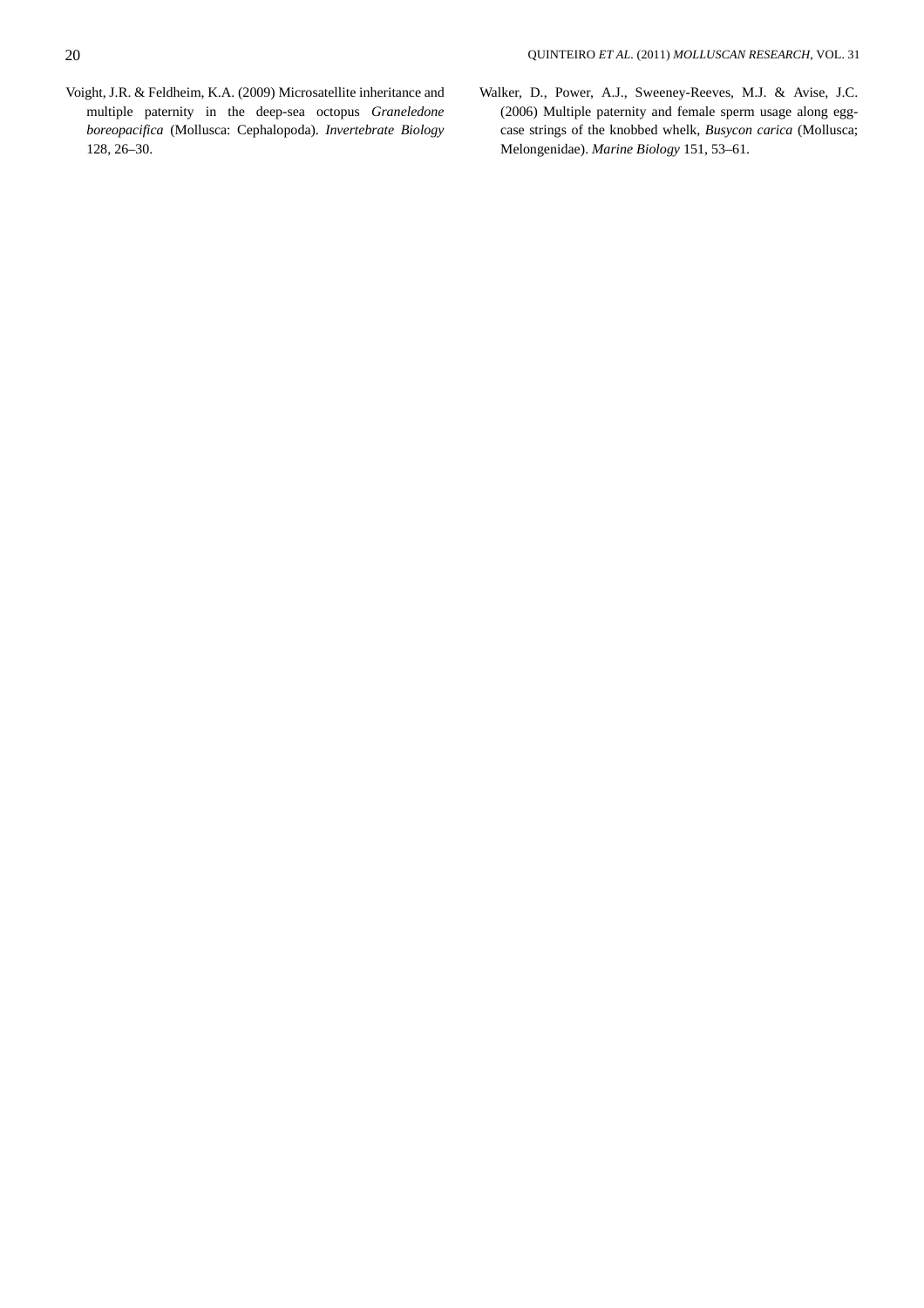Voight, J.R. & Feldheim, K.A. (2009) Microsatellite inheritance and multiple paternity in the deep-sea octopus *Graneledone boreopacifica* (Mollusca: Cephalopoda). *Invertebrate Biology* 128, 26–30.

Walker, D., Power, A.J., Sweeney-Reeves, M.J. & Avise, J.C. (2006) Multiple paternity and female sperm usage along egg-case strings of the knobbed whelk, *Busycon carica* (Mollusca; Melongenidae). *Marine Biology* 151, 53–61.